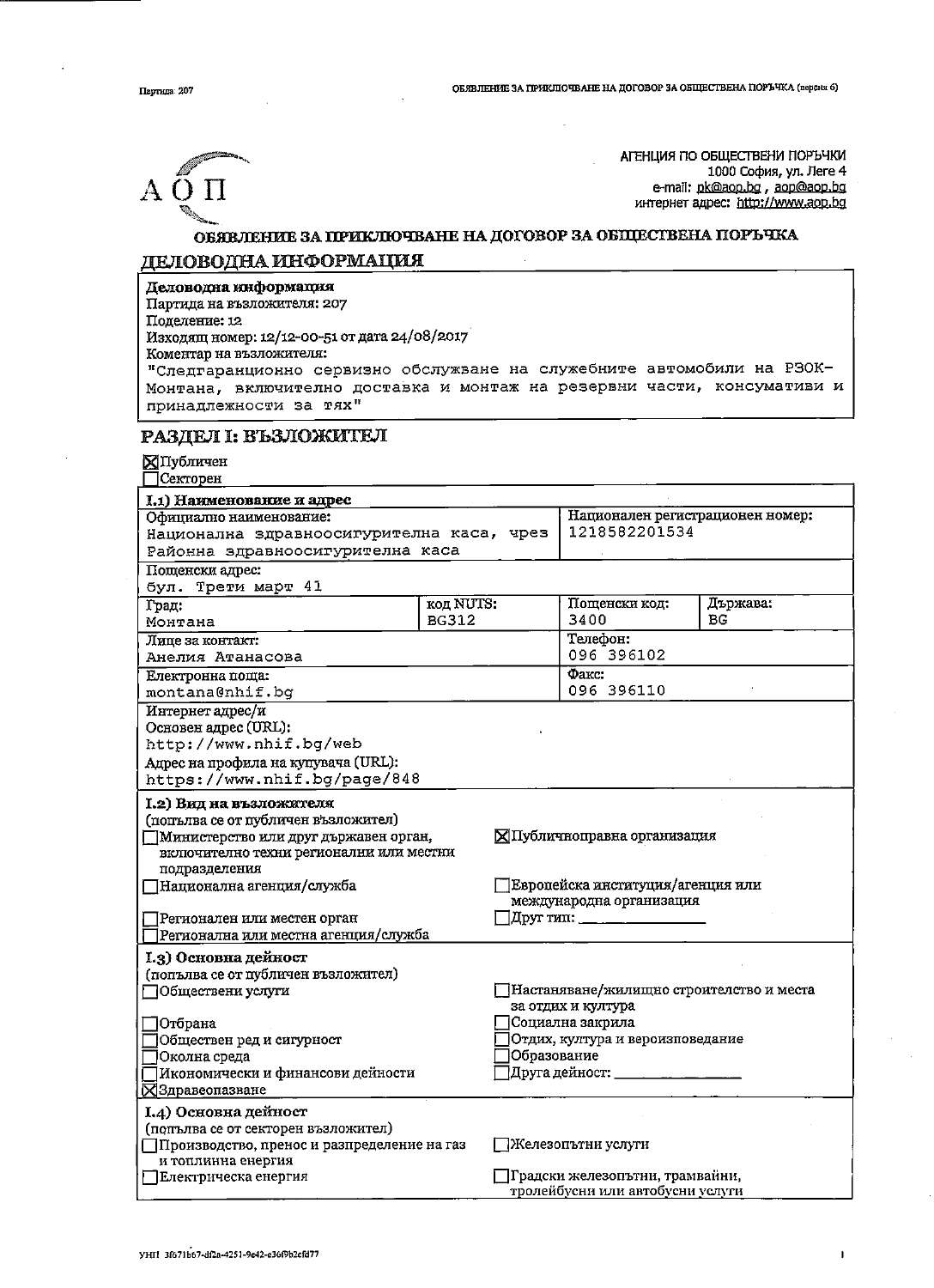АГЕНЦИЯ ПО ОБЩЕСТВЕНИ ПОРЪЧКИ
1000 София, ул. Леге 4
e-mail: pk@aop.bg , aop@aop.bg
интернет адрес: http://www.aop.bg

# ОБЯВЛЕНИЕ ЗА ПРИКЛЮЧВАНЕ НА ДОГОВОР ЗА ОБЩЕСТВЕНА ПОРЪЧКА

## ДЕЛОВОДНА ИНФОРМАЦИЯ

**Деловодна информация**
Партида на възложителя: 207
Поделение: 12
Изходящ номер: 12/12-00-51 от дата 24/08/2017
Коментар на възложителя:
"Следгаранционно сервизно обслужване на служебните автомобили на РЗОК-Монтана, включително доставка и монтаж на резервни части, консумативи и принадлежности за тях"

## РАЗДЕЛ I: ВЪЗЛОЖИТЕЛ

☒ Публичен
☐ Секторен

**I.1) Наименование и адрес**

| | | | |
|---|---|---|---|
| Официално наименование: Национална здравноосигурителна каса, чрез Районна здравноосигурителна каса | | Национален регистрационен номер: 1218582201534 | |
| Пощенски адрес: бул. Трети март 41 | | | |
| Град: Монтана | код NUTS: BG312 | Пощенски код: 3400 | Държава: BG |
| Лице за контакт: Анелия Атанасова | | Телефон: 096 396102 | |
| Електронна поща: montana@nhif.bg | | Факс: 096 396110 | |
| Интернет адрес/и<br>Основен адрес (URL): http://www.nhif.bg/web<br>Адрес на профила на купувача (URL): https://www.nhif.bg/page/848 | | | |

**I.2) Вид на възложителя**
(попълва се от публичен възложител)

☐ Министерство или друг държавен орган, включително техни регионални или местни подразделения
☒ Публичноправна организация
☐ Национална агенция/служба
☐ Европейска институция/агенция или международна организация
☐ Регионален или местен орган
☐ Друг тип: ________________
☐ Регионална или местна агенция/служба

**I.3) Основна дейност**
(попълва се от публичен възложител)

☐ Обществени услуги
☐ Настаняване/жилищно строителство и места за отдих и култура
☐ Отбрана
☐ Социална закрила
☐ Обществен ред и сигурност
☐ Отдих, култура и вероизповедание
☐ Околна среда
☐ Образование
☐ Икономически и финансови дейности
☐ Друга дейност: ________________
☒ Здравеопазване

**I.4) Основна дейност**
(попълва се от секторен възложител)

☐ Производство, пренос и разпределение на газ и топлинна енергия
☐ Железопътни услуги
☐ Електрическа енергия
☐ Градски железопътни, трамвайни, тролейбусни или автобусни услуги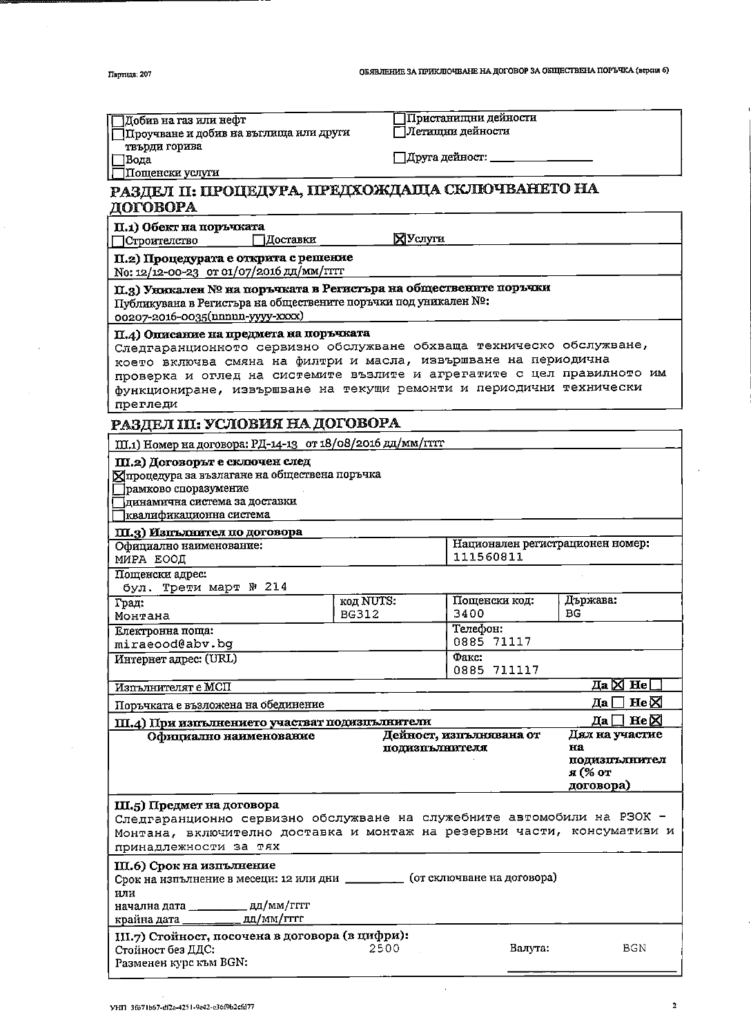- ☐ Добив на газ или нефт
- ☐ Проучване и добив на въглища или други твърди горива
- ☐ Вода
- ☐ Пощенски услуги
- ☐ Пристанищни дейности
- ☐ Летищни дейности
- ☐ Друга дейност: ___________

## РАЗДЕЛ II: ПРОЦЕДУРА, ПРЕДХОЖДАЩА СКЛЮЧВАНЕТО НА ДОГОВОРА

**II.1) Обект на поръчката**

☐ Строителство ☐ Доставки ☒ Услуги

**II.2) Процедурата е открита с решение**

No: 12/12-00-23 от 01/07/2016 дд/мм/гггг

**II.3) Уникален № на поръчката в Регистъра на обществените поръчки**

Публикувана в Регистъра на обществените поръчки под уникален №:
00207-2016-0035(nnnnn-yyyy-xxxx)

**II.4) Описание на предмета на поръчката**

Следгаранционното сервизно обслужване обхваща техническо обслужване, което включва смяна на филтри и масла, извършване на периодична проверка и оглед на системите възлите и агрегатите с цел правилното им функциониране, извършване на текущи ремонти и периодични технически прегледи

## РАЗДЕЛ III: УСЛОВИЯ НА ДОГОВОРА

III.1) Номер на договора: РД-14-13 от 18/08/2016 дд/мм/гггг

**III.2) Договорът е сключен след**

- ☒ процедура за възлагане на обществена поръчка
- ☐ рамково споразумение
- ☐ динамична система за доставки
- ☐ квалификационна система

**III.3) Изпълнител по договора**

| Официално наименование: | | Национален регистрационен номер: | |
|---|---|---|---|
| МИРА ЕООД | | 111560811 | |
| Пощенски адрес: бул. Трети март № 214 | | | |
| Град: Монтана | код NUTS: BG312 | Пощенски код: 3400 | Държава: BG |
| Електронна поща: miraeood@abv.bg | | Телефон: 0885 71117 | |
| Интернет адрес: (URL) | | Факс: 0885 711117 | |

Изпълнителят е МСП — Да ☒ Не ☐

Поръчката е възложена на обединение — Да ☐ Не ☒

**III.4) При изпълнението участват подизпълнители** — Да ☐ Не ☒

| Официално наименование | Дейност, изпълнявана от подизпълнителя | Дял на участие на подизпълнителя (% от договора) |
|---|---|---|
| | | |

**III.5) Предмет на договора**

Следгаранционно сервизно обслужване на служебните автомобили на РЗОК - Монтана, включително доставка и монтаж на резервни части, консумативи и принадлежности за тях

**III.6) Срок на изпълнение**

Срок на изпълнение в месеци: 12 или дни _______ (от сключване на договора)
или
начална дата _______ дд/мм/гггг
крайна дата _______ дд/мм/гггг

**III.7) Стойност, посочена в договора (в цифри):**

Стойност без ДДС: 2500 Валута: BGN

Разменен курс към BGN: ___________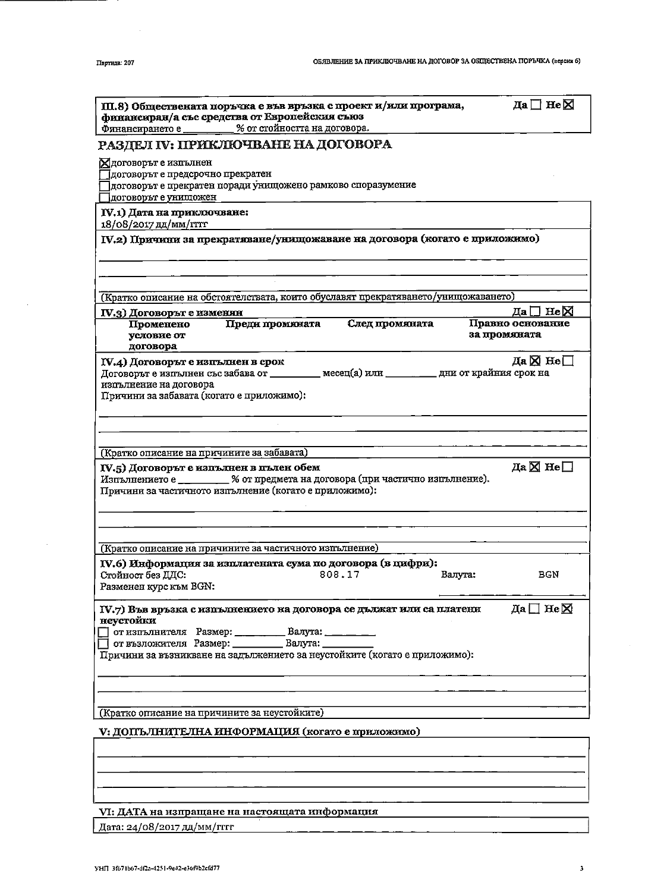**III.8) Обществената поръчка е във връзка с проект и/или програма, финансиран/а със средства от Европейския съюз** Да ☐ Не ☒

Финансирането е _________ % от стойността на договора.

## РАЗДЕЛ IV: ПРИКЛЮЧВАНЕ НА ДОГОВОРА

☒ договорът е изпълнен
☐ договорът е предсрочно прекратен
☐ договорът е прекратен поради унищожено рамково споразумение
☐ договорът е унищожен

**IV.1) Дата на приключване:**
18/08/2017 дд/мм/гггг

**IV.2) Причини за прекратяване/унищожаване на договора (когато е приложимо)**

(Кратко описание на обстоятелствата, които обуславят прекратяването/унищожаването)

**IV.3) Договорът е изменян** Да ☐ Не ☒

| Променено условие от договора | Преди промяната | След промяната | Правно основание за промяната |
|---|---|---|---|

**IV.4) Договорът е изпълнен в срок** Да ☒ Не ☐

Договорът е изпълнен със забава от _________ месец(а) или _________ дни от крайния срок на изпълнение на договора

Причини за забавата (когато е приложимо):

(Кратко описание на причините за забавата)

**IV.5) Договорът е изпълнен в пълен обем** Да ☒ Не ☐

Изпълнението е _________ % от предмета на договора (при частично изпълнение).

Причини за частичното изпълнение (когато е приложимо):

(Кратко описание на причините за частичното изпълнение)

**IV.6) Информация за изплатената сума по договора (в цифри):**

Стойност без ДДС: 808.17 Валута: BGN

Разменен курс към BGN:

**IV.7) Във връзка с изпълнението на договора се дължат или са платени неустойки** Да ☐ Не ☒

☐ от изпълнителя Размер: _________ Валута: _________
☐ от възложителя Размер: _________ Валута: _________

Причини за възникване на задължението за неустойките (когато е приложимо):

(Кратко описание на причините за неустойките)

## V: ДОПЪЛНИТЕЛНА ИНФОРМАЦИЯ (когато е приложимо)

## VI: ДАТА на изпращане на настоящата информация

Дата: 24/08/2017 дд/мм/гггг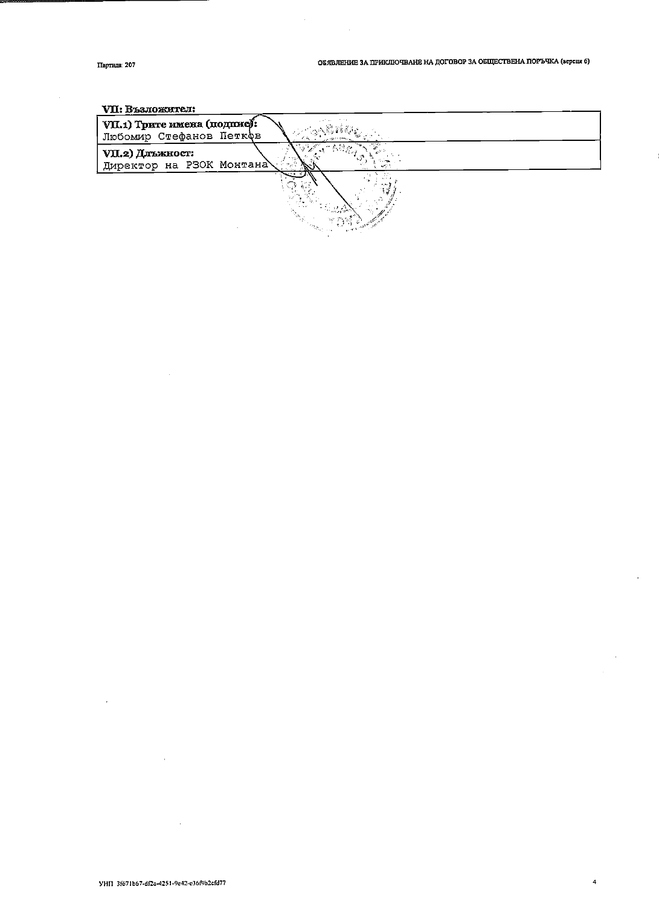**VII: Възложител:**

| | |
|---|---|
| **VII.1) Трите имена (подпис):** Любомир Стефанов Петков | |
| **VII.2) Длъжност:** Директор на РЗОК Монтана | |